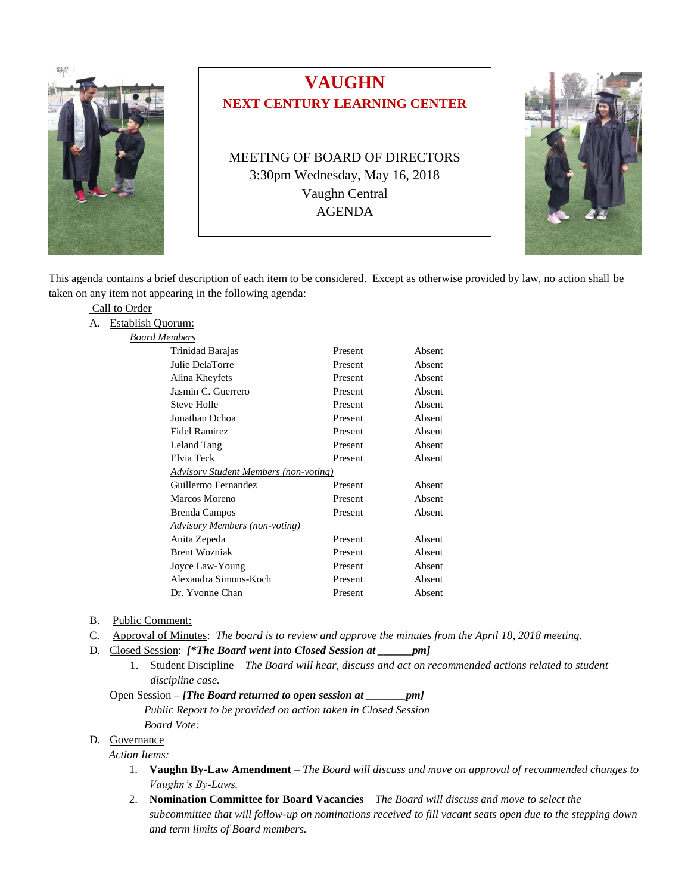# VAUGHN

## NEXT CENTURY LEARNING CENTER

MEETING OF BOARD OF DIRECTORS
3:30pm Wednesday, May 16, 2018
Vaughn Central
AGENDA

This agenda contains a brief description of each item to be considered. Except as otherwise provided by law, no action shall be taken on any item not appearing in the following agenda:

Call to Order

A. Establish Quorum:

*Board Members*

| | | |
|---|---|---|
| Trinidad Barajas | Present | Absent |
| Julie DelaTorre | Present | Absent |
| Alina Kheyfets | Present | Absent |
| Jasmin C. Guerrero | Present | Absent |
| Steve Holle | Present | Absent |
| Jonathan Ochoa | Present | Absent |
| Fidel Ramirez | Present | Absent |
| Leland Tang | Present | Absent |
| Elvia Teck | Present | Absent |
| *Advisory Student Members (non-voting)* | | |
| Guillermo Fernandez | Present | Absent |
| Marcos Moreno | Present | Absent |
| Brenda Campos | Present | Absent |
| *Advisory Members (non-voting)* | | |
| Anita Zepeda | Present | Absent |
| Brent Wozniak | Present | Absent |
| Joyce Law-Young | Present | Absent |
| Alexandra Simons-Koch | Present | Absent |
| Dr. Yvonne Chan | Present | Absent |

B. Public Comment:

C. Approval of Minutes: *The board is to review and approve the minutes from the April 18, 2018 meeting.*

D. Closed Session: ***[*The Board went into Closed Session at ______pm]***

1. Student Discipline – *The Board will hear, discuss and act on recommended actions related to student discipline case.*

Open Session – ***[The Board returned to open session at _______pm]***

*Public Report to be provided on action taken in Closed Session*

*Board Vote:*

D. Governance

*Action Items:*

1. **Vaughn By-Law Amendment** – *The Board will discuss and move on approval of recommended changes to Vaughn's By-Laws.*
2. **Nomination Committee for Board Vacancies** – *The Board will discuss and move to select the subcommittee that will follow-up on nominations received to fill vacant seats open due to the stepping down and term limits of Board members.*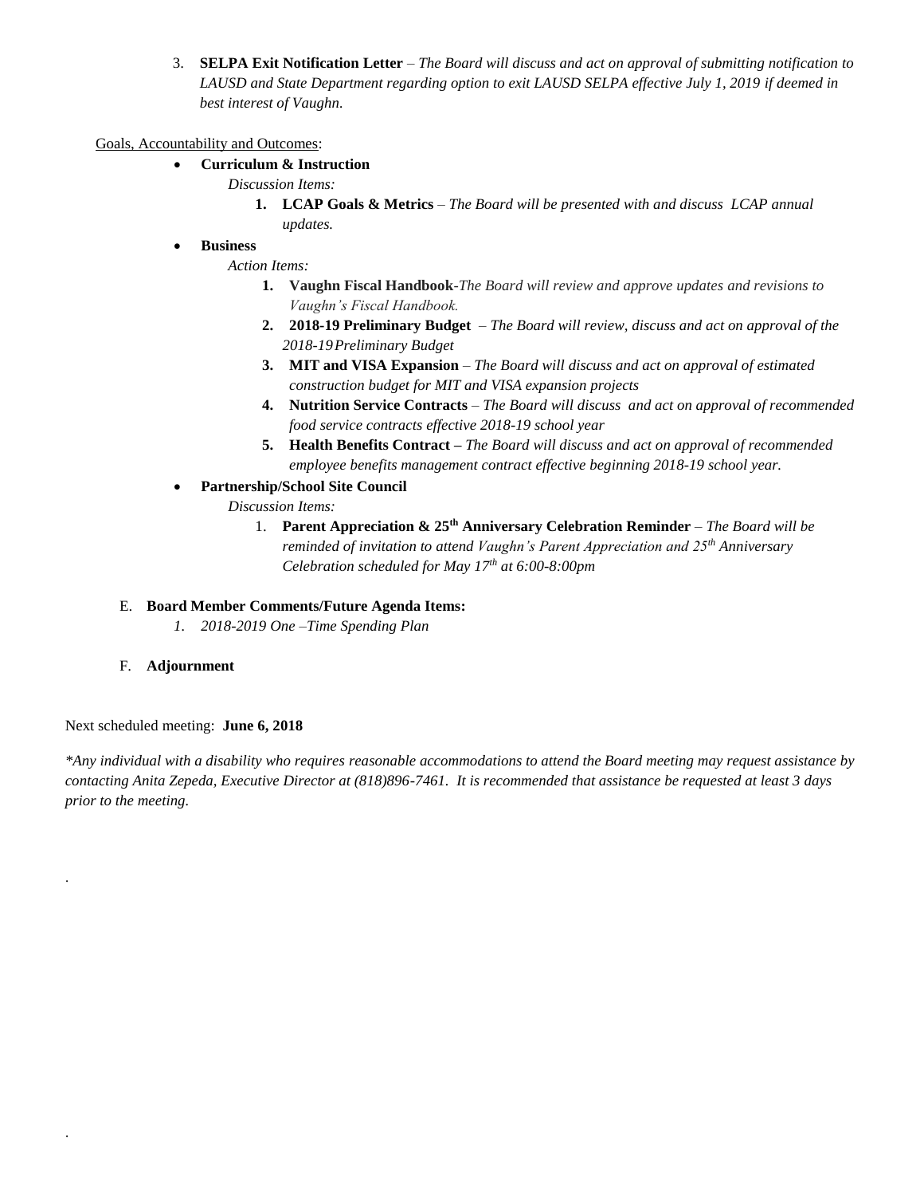3. **SELPA Exit Notification Letter** – *The Board will discuss and act on approval of submitting notification to LAUSD and State Department regarding option to exit LAUSD SELPA effective July 1, 2019 if deemed in best interest of Vaughn.*

Goals, Accountability and Outcomes:

- **Curriculum & Instruction**

  *Discussion Items:*

  1. **LCAP Goals & Metrics** – *The Board will be presented with and discuss LCAP annual updates.*

- **Business**

  *Action Items:*

  1. **Vaughn Fiscal Handbook**-*The Board will review and approve updates and revisions to Vaughn's Fiscal Handbook.*
  2. **2018-19 Preliminary Budget** – *The Board will review, discuss and act on approval of the 2018-19 Preliminary Budget*
  3. **MIT and VISA Expansion** – *The Board will discuss and act on approval of estimated construction budget for MIT and VISA expansion projects*
  4. **Nutrition Service Contracts** – *The Board will discuss and act on approval of recommended food service contracts effective 2018-19 school year*
  5. **Health Benefits Contract –** *The Board will discuss and act on approval of recommended employee benefits management contract effective beginning 2018-19 school year.*

- **Partnership/School Site Council**

  *Discussion Items:*

  1. **Parent Appreciation & 25th Anniversary Celebration Reminder** – *The Board will be reminded of invitation to attend Vaughn's Parent Appreciation and 25th Anniversary Celebration scheduled for May 17th at 6:00-8:00pm*

E. **Board Member Comments/Future Agenda Items:**

1. *2018-2019 One –Time Spending Plan*

F. **Adjournment**

Next scheduled meeting: **June 6, 2018**

*\*Any individual with a disability who requires reasonable accommodations to attend the Board meeting may request assistance by contacting Anita Zepeda, Executive Director at (818)896-7461. It is recommended that assistance be requested at least 3 days prior to the meeting.*